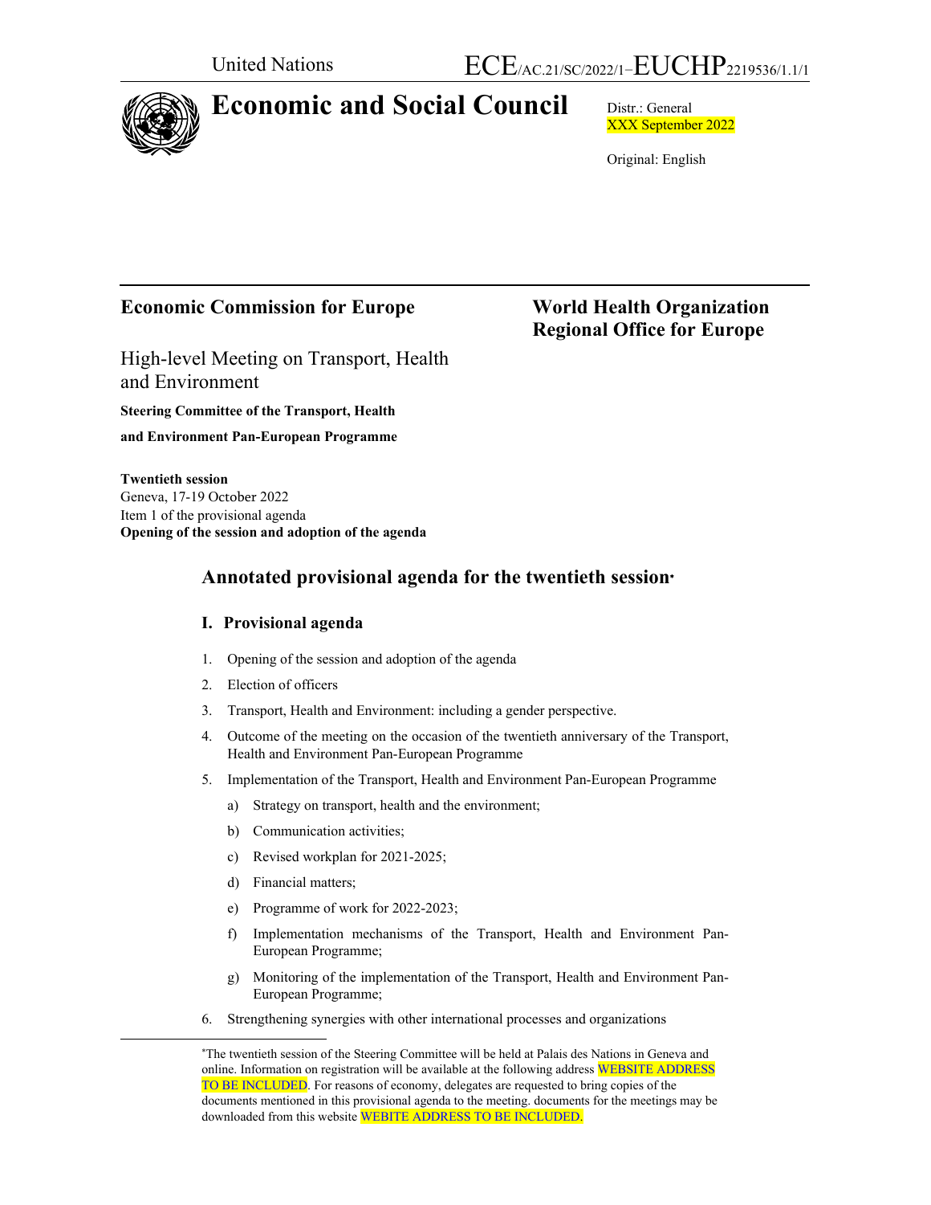United Nations

ECE/AC.21/SC/2022/1–EUCHP2219536/1.1/1

# Economic and Social Council

Distr.: General
XXX September 2022

Original: English

**Economic Commission for Europe**

**World Health Organization Regional Office for Europe**

High-level Meeting on Transport, Health and Environment

**Steering Committee of the Transport, Health and Environment Pan-European Programme**

**Twentieth session**
Geneva, 17-19 October 2022
Item 1 of the provisional agenda
**Opening of the session and adoption of the agenda**

## Annotated provisional agenda for the twentieth session*

### I. Provisional agenda

1. Opening of the session and adoption of the agenda
2. Election of officers
3. Transport, Health and Environment: including a gender perspective.
4. Outcome of the meeting on the occasion of the twentieth anniversary of the Transport, Health and Environment Pan-European Programme
5. Implementation of the Transport, Health and Environment Pan-European Programme
   a) Strategy on transport, health and the environment;
   b) Communication activities;
   c) Revised workplan for 2021-2025;
   d) Financial matters;
   e) Programme of work for 2022-2023;
   f) Implementation mechanisms of the Transport, Health and Environment Pan-European Programme;
   g) Monitoring of the implementation of the Transport, Health and Environment Pan-European Programme;
6. Strengthening synergies with other international processes and organizations

---

*The twentieth session of the Steering Committee will be held at Palais des Nations in Geneva and online. Information on registration will be available at the following address WEBSITE ADDRESS TO BE INCLUDED. For reasons of economy, delegates are requested to bring copies of the documents mentioned in this provisional agenda to the meeting. documents for the meetings may be downloaded from this website WEBITE ADDRESS TO BE INCLUDED.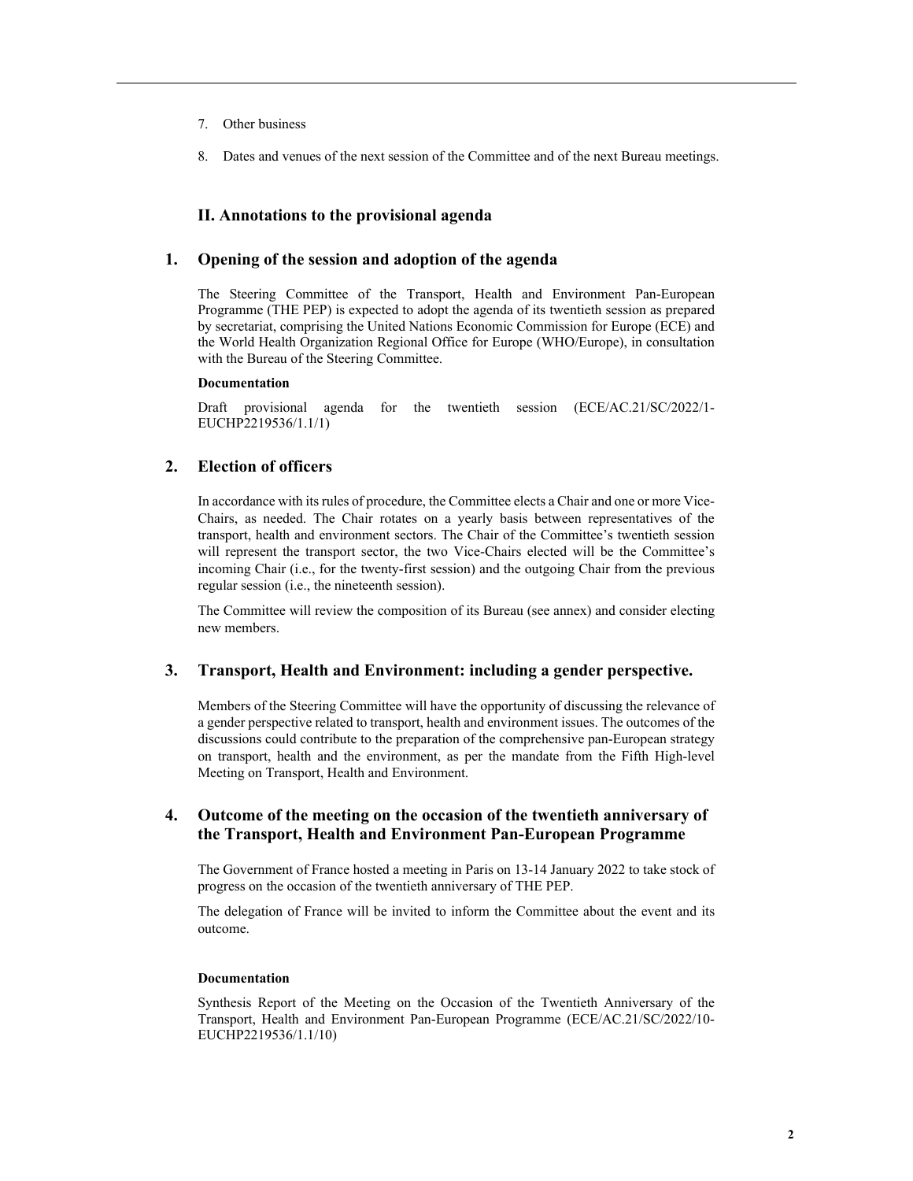7. Other business

8. Dates and venues of the next session of the Committee and of the next Bureau meetings.

## II. Annotations to the provisional agenda

### 1. Opening of the session and adoption of the agenda

The Steering Committee of the Transport, Health and Environment Pan-European Programme (THE PEP) is expected to adopt the agenda of its twentieth session as prepared by secretariat, comprising the United Nations Economic Commission for Europe (ECE) and the World Health Organization Regional Office for Europe (WHO/Europe), in consultation with the Bureau of the Steering Committee.

**Documentation**

Draft provisional agenda for the twentieth session (ECE/AC.21/SC/2022/1-EUCHP2219536/1.1/1)

### 2. Election of officers

In accordance with its rules of procedure, the Committee elects a Chair and one or more Vice-Chairs, as needed. The Chair rotates on a yearly basis between representatives of the transport, health and environment sectors. The Chair of the Committee's twentieth session will represent the transport sector, the two Vice-Chairs elected will be the Committee's incoming Chair (i.e., for the twenty-first session) and the outgoing Chair from the previous regular session (i.e., the nineteenth session).

The Committee will review the composition of its Bureau (see annex) and consider electing new members.

### 3. Transport, Health and Environment: including a gender perspective.

Members of the Steering Committee will have the opportunity of discussing the relevance of a gender perspective related to transport, health and environment issues. The outcomes of the discussions could contribute to the preparation of the comprehensive pan-European strategy on transport, health and the environment, as per the mandate from the Fifth High-level Meeting on Transport, Health and Environment.

### 4. Outcome of the meeting on the occasion of the twentieth anniversary of the Transport, Health and Environment Pan-European Programme

The Government of France hosted a meeting in Paris on 13-14 January 2022 to take stock of progress on the occasion of the twentieth anniversary of THE PEP.

The delegation of France will be invited to inform the Committee about the event and its outcome.

**Documentation**

Synthesis Report of the Meeting on the Occasion of the Twentieth Anniversary of the Transport, Health and Environment Pan-European Programme (ECE/AC.21/SC/2022/10-EUCHP2219536/1.1/10)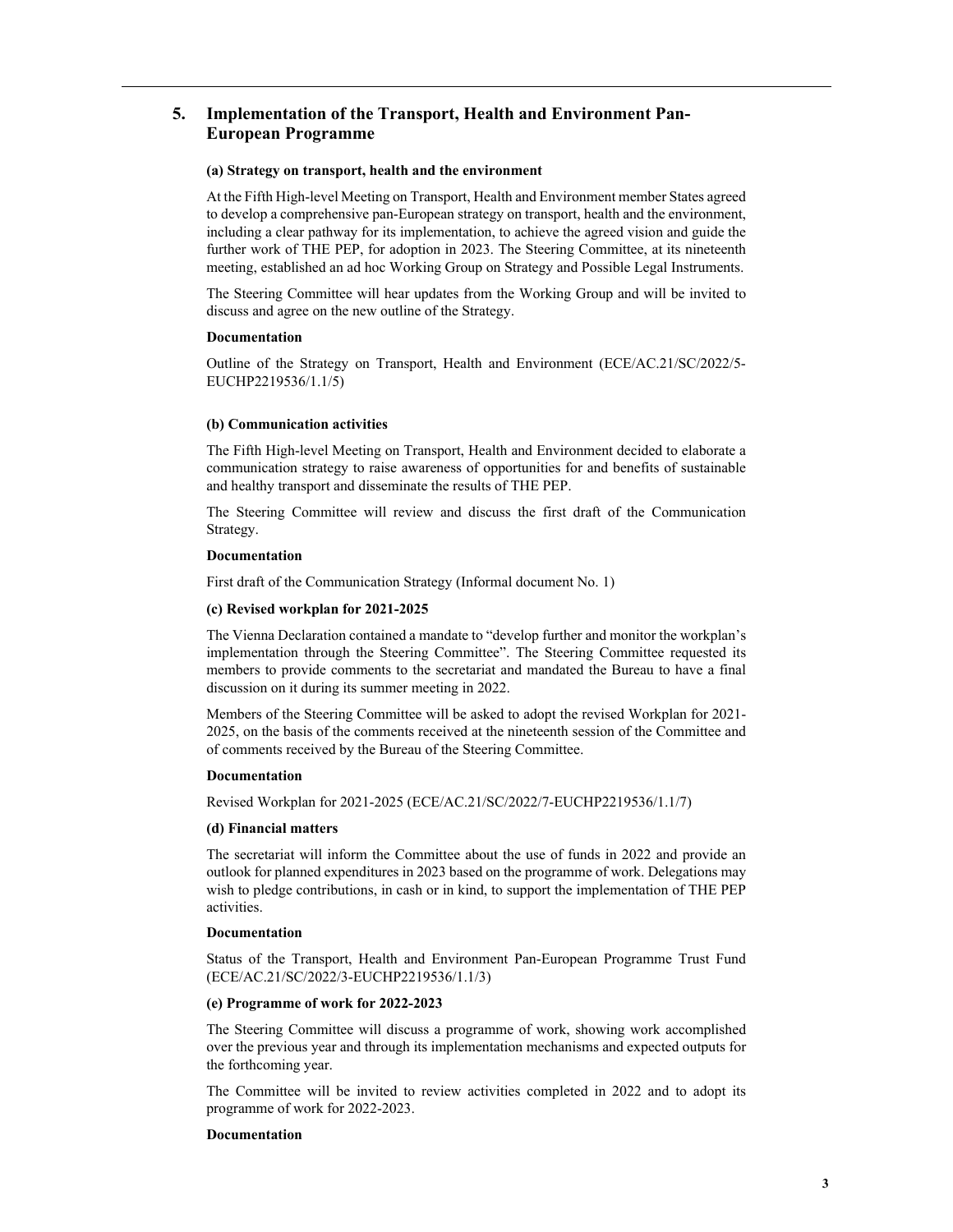## 5. Implementation of the Transport, Health and Environment Pan-European Programme

### (a) Strategy on transport, health and the environment

At the Fifth High-level Meeting on Transport, Health and Environment member States agreed to develop a comprehensive pan-European strategy on transport, health and the environment, including a clear pathway for its implementation, to achieve the agreed vision and guide the further work of THE PEP, for adoption in 2023. The Steering Committee, at its nineteenth meeting, established an ad hoc Working Group on Strategy and Possible Legal Instruments.

The Steering Committee will hear updates from the Working Group and will be invited to discuss and agree on the new outline of the Strategy.

**Documentation**

Outline of the Strategy on Transport, Health and Environment (ECE/AC.21/SC/2022/5-EUCHP2219536/1.1/5)

### (b) Communication activities

The Fifth High-level Meeting on Transport, Health and Environment decided to elaborate a communication strategy to raise awareness of opportunities for and benefits of sustainable and healthy transport and disseminate the results of THE PEP.

The Steering Committee will review and discuss the first draft of the Communication Strategy.

**Documentation**

First draft of the Communication Strategy (Informal document No. 1)

### (c) Revised workplan for 2021-2025

The Vienna Declaration contained a mandate to "develop further and monitor the workplan's implementation through the Steering Committee". The Steering Committee requested its members to provide comments to the secretariat and mandated the Bureau to have a final discussion on it during its summer meeting in 2022.

Members of the Steering Committee will be asked to adopt the revised Workplan for 2021-2025, on the basis of the comments received at the nineteenth session of the Committee and of comments received by the Bureau of the Steering Committee.

**Documentation**

Revised Workplan for 2021-2025 (ECE/AC.21/SC/2022/7-EUCHP2219536/1.1/7)

### (d) Financial matters

The secretariat will inform the Committee about the use of funds in 2022 and provide an outlook for planned expenditures in 2023 based on the programme of work. Delegations may wish to pledge contributions, in cash or in kind, to support the implementation of THE PEP activities.

**Documentation**

Status of the Transport, Health and Environment Pan-European Programme Trust Fund (ECE/AC.21/SC/2022/3-EUCHP2219536/1.1/3)

### (e) Programme of work for 2022-2023

The Steering Committee will discuss a programme of work, showing work accomplished over the previous year and through its implementation mechanisms and expected outputs for the forthcoming year.

The Committee will be invited to review activities completed in 2022 and to adopt its programme of work for 2022-2023.

**Documentation**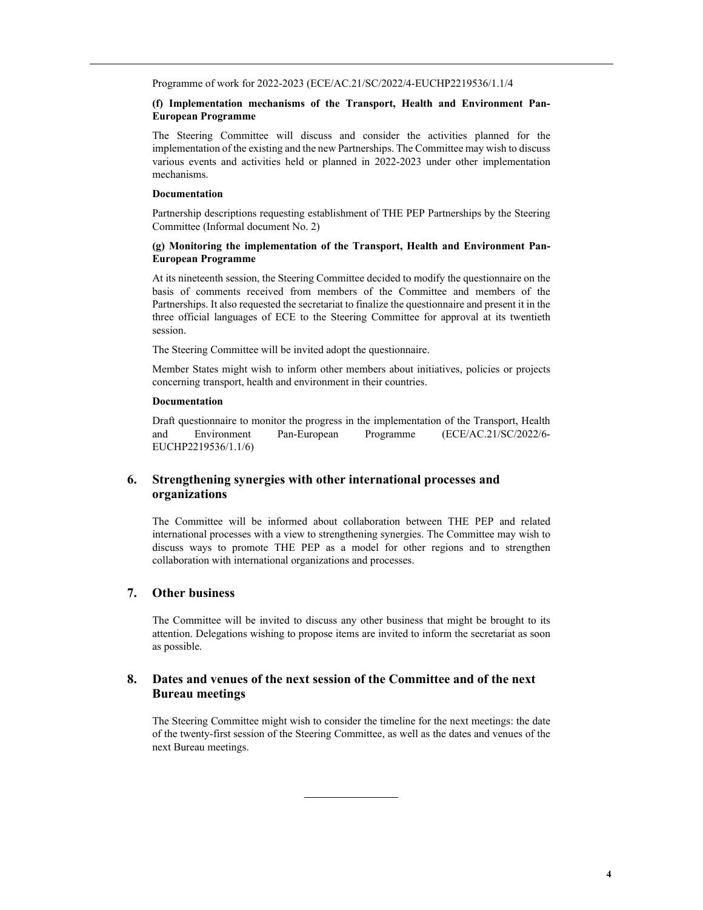Programme of work for 2022-2023 (ECE/AC.21/SC/2022/4-EUCHP2219536/1.1/4

**(f) Implementation mechanisms of the Transport, Health and Environment Pan-European Programme**

The Steering Committee will discuss and consider the activities planned for the implementation of the existing and the new Partnerships. The Committee may wish to discuss various events and activities held or planned in 2022-2023 under other implementation mechanisms.

**Documentation**

Partnership descriptions requesting establishment of THE PEP Partnerships by the Steering Committee (Informal document No. 2)

**(g) Monitoring the implementation of the Transport, Health and Environment Pan-European Programme**

At its nineteenth session, the Steering Committee decided to modify the questionnaire on the basis of comments received from members of the Committee and members of the Partnerships. It also requested the secretariat to finalize the questionnaire and present it in the three official languages of ECE to the Steering Committee for approval at its twentieth session.

The Steering Committee will be invited adopt the questionnaire.

Member States might wish to inform other members about initiatives, policies or projects concerning transport, health and environment in their countries.

**Documentation**

Draft questionnaire to monitor the progress in the implementation of the Transport, Health and Environment Pan-European Programme (ECE/AC.21/SC/2022/6-EUCHP2219536/1.1/6)

## 6. Strengthening synergies with other international processes and organizations

The Committee will be informed about collaboration between THE PEP and related international processes with a view to strengthening synergies. The Committee may wish to discuss ways to promote THE PEP as a model for other regions and to strengthen collaboration with international organizations and processes.

## 7. Other business

The Committee will be invited to discuss any other business that might be brought to its attention. Delegations wishing to propose items are invited to inform the secretariat as soon as possible.

## 8. Dates and venues of the next session of the Committee and of the next Bureau meetings

The Steering Committee might wish to consider the timeline for the next meetings: the date of the twenty-first session of the Steering Committee, as well as the dates and venues of the next Bureau meetings.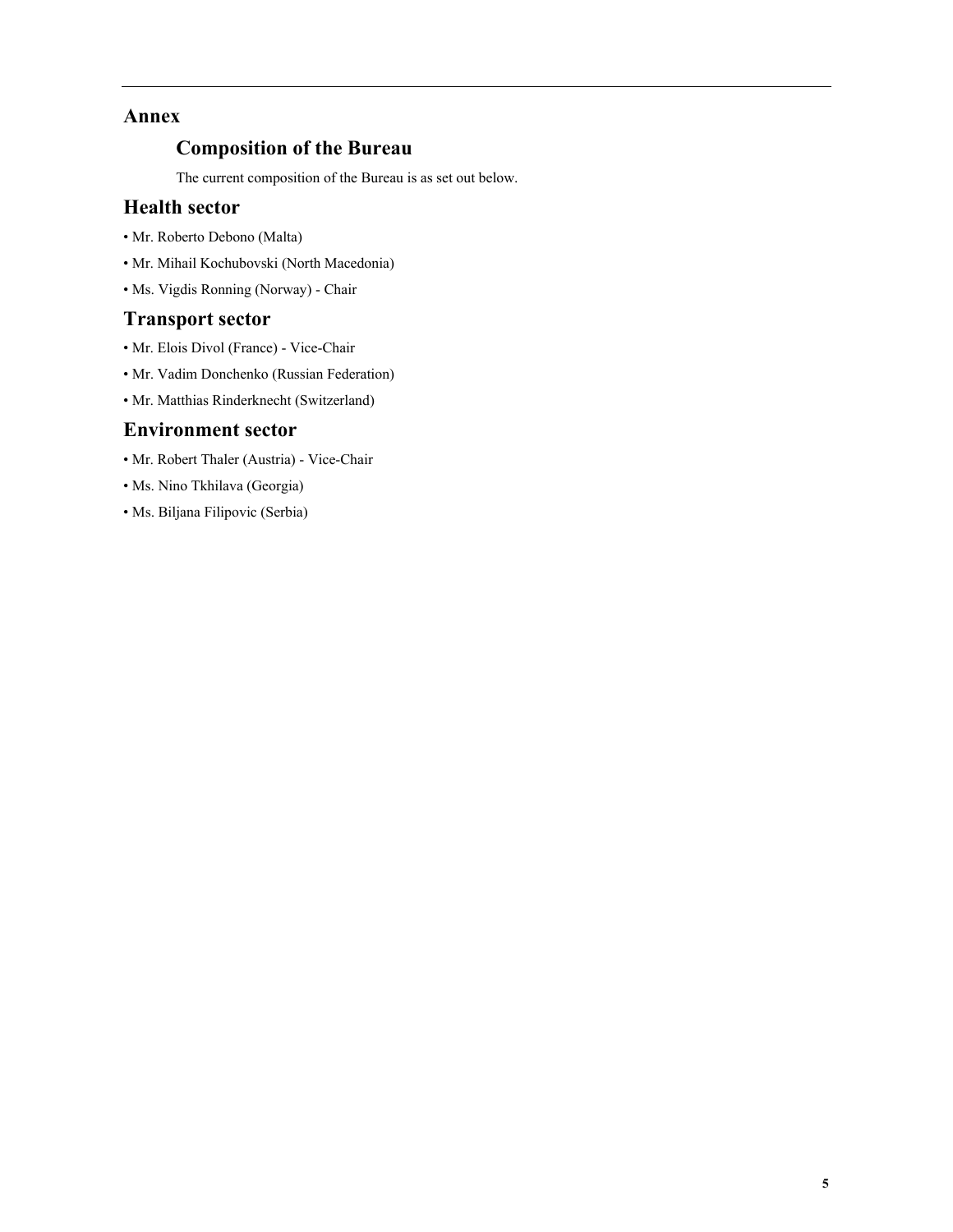## Annex

### Composition of the Bureau

The current composition of the Bureau is as set out below.

## Health sector

- Mr. Roberto Debono (Malta)
- Mr. Mihail Kochubovski (North Macedonia)
- Ms. Vigdis Ronning (Norway) - Chair

## Transport sector

- Mr. Elois Divol (France) - Vice-Chair
- Mr. Vadim Donchenko (Russian Federation)
- Mr. Matthias Rinderknecht (Switzerland)

## Environment sector

- Mr. Robert Thaler (Austria) - Vice-Chair
- Ms. Nino Tkhilava (Georgia)
- Ms. Biljana Filipovic (Serbia)